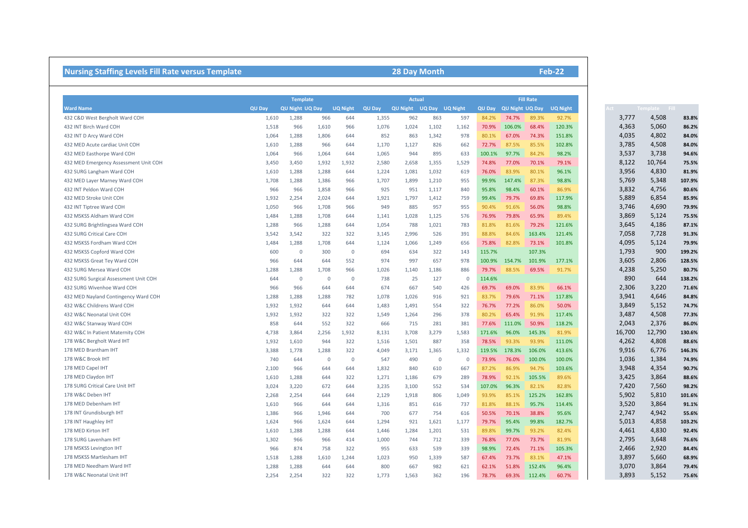## Nursing Staffing Levels Fill Rate versus Template

**28 Day Month** **Feb-22**

| Ward Name | Template | | | | Actual | | | | Fill Rate | | | | Act | Template | Fill |
|---|---|---|---|---|---|---|---|---|---|---|---|---|---|---|---|
| | QU Day | QU Night | UQ Day | UQ Night | QU Day | QU Night | UQ Day | UQ Night | QU Day | QU Night | UQ Day | UQ Night | | | |
| 432 C&D West Bergholt Ward COH | 1,610 | 1,288 | 966 | 644 | 1,355 | 962 | 863 | 597 | 84.2% | 74.7% | 89.3% | 92.7% | 3,777 | 4,508 | 83.8% |
| 432 INT Birch Ward COH | 1,518 | 966 | 1,610 | 966 | 1,076 | 1,024 | 1,102 | 1,162 | 70.9% | 106.0% | 68.4% | 120.3% | 4,363 | 5,060 | 86.2% |
| 432 INT D Arcy Ward COH | 1,064 | 1,288 | 1,806 | 644 | 852 | 863 | 1,342 | 978 | 80.1% | 67.0% | 74.3% | 151.8% | 4,035 | 4,802 | 84.0% |
| 432 MED Acute cardiac Unit COH | 1,610 | 1,288 | 966 | 644 | 1,170 | 1,127 | 826 | 662 | 72.7% | 87.5% | 85.5% | 102.8% | 3,785 | 4,508 | 84.0% |
| 432 MED Easthorpe Ward COH | 1,064 | 966 | 1,064 | 644 | 1,065 | 944 | 895 | 633 | 100.1% | 97.7% | 84.2% | 98.2% | 3,537 | 3,738 | 94.6% |
| 432 MED Emergency Assessment Unit COH | 3,450 | 3,450 | 1,932 | 1,932 | 2,580 | 2,658 | 1,355 | 1,529 | 74.8% | 77.0% | 70.1% | 79.1% | 8,122 | 10,764 | 75.5% |
| 432 SURG Langham Ward COH | 1,610 | 1,288 | 1,288 | 644 | 1,224 | 1,081 | 1,032 | 619 | 76.0% | 83.9% | 80.1% | 96.1% | 3,956 | 4,830 | 81.9% |
| 432 MED Layer Marney Ward COH | 1,708 | 1,288 | 1,386 | 966 | 1,707 | 1,899 | 1,210 | 955 | 99.9% | 147.4% | 87.3% | 98.8% | 5,769 | 5,348 | 107.9% |
| 432 INT Peldon Ward COH | 966 | 966 | 1,858 | 966 | 925 | 951 | 1,117 | 840 | 95.8% | 98.4% | 60.1% | 86.9% | 3,832 | 4,756 | 80.6% |
| 432 MED Stroke Unit COH | 1,932 | 2,254 | 2,024 | 644 | 1,921 | 1,797 | 1,412 | 759 | 99.4% | 79.7% | 69.8% | 117.9% | 5,889 | 6,854 | 85.9% |
| 432 INT Tiptree Ward COH | 1,050 | 966 | 1,708 | 966 | 949 | 885 | 957 | 955 | 90.4% | 91.6% | 56.0% | 98.8% | 3,746 | 4,690 | 79.9% |
| 432 MSKSS Aldham Ward COH | 1,484 | 1,288 | 1,708 | 644 | 1,141 | 1,028 | 1,125 | 576 | 76.9% | 79.8% | 65.9% | 89.4% | 3,869 | 5,124 | 75.5% |
| 432 SURG Brightlingsea Ward COH | 1,288 | 966 | 1,288 | 644 | 1,054 | 788 | 1,021 | 783 | 81.8% | 81.6% | 79.2% | 121.6% | 3,645 | 4,186 | 87.1% |
| 432 SURG Critical Care COH | 3,542 | 3,542 | 322 | 322 | 3,145 | 2,996 | 526 | 391 | 88.8% | 84.6% | 163.4% | 121.4% | 7,058 | 7,728 | 91.3% |
| 432 MSKSS Fordham Ward COH | 1,484 | 1,288 | 1,708 | 644 | 1,124 | 1,066 | 1,249 | 656 | 75.8% | 82.8% | 73.1% | 101.8% | 4,095 | 5,124 | 79.9% |
| 432 MSKSS Copford Ward COH | 600 | 0 | 300 | 0 | 694 | 634 | 322 | 143 | 115.7% | | 107.3% | | 1,793 | 900 | 199.2% |
| 432 MSKSS Great Tey Ward COH | 966 | 644 | 644 | 552 | 974 | 997 | 657 | 978 | 100.9% | 154.7% | 101.9% | 177.1% | 3,605 | 2,806 | 128.5% |
| 432 SURG Mersea Ward COH | 1,288 | 1,288 | 1,708 | 966 | 1,026 | 1,140 | 1,186 | 886 | 79.7% | 88.5% | 69.5% | 91.7% | 4,238 | 5,250 | 80.7% |
| 432 SURG Surgical Assessment Unit COH | 644 | 0 | 0 | 0 | 738 | 25 | 127 | 0 | 114.6% | | | | 890 | 644 | 138.2% |
| 432 SURG Wivenhoe Ward COH | 966 | 966 | 644 | 644 | 674 | 667 | 540 | 426 | 69.7% | 69.0% | 83.9% | 66.1% | 2,306 | 3,220 | 71.6% |
| 432 MED Nayland Contingency Ward COH | 1,288 | 1,288 | 1,288 | 782 | 1,078 | 1,026 | 916 | 921 | 83.7% | 79.6% | 71.1% | 117.8% | 3,941 | 4,646 | 84.8% |
| 432 W&C Childrens Ward COH | 1,932 | 1,932 | 644 | 644 | 1,483 | 1,491 | 554 | 322 | 76.7% | 77.2% | 86.0% | 50.0% | 3,849 | 5,152 | 74.7% |
| 432 W&C Neonatal Unit COH | 1,932 | 1,932 | 322 | 322 | 1,549 | 1,264 | 296 | 378 | 80.2% | 65.4% | 91.9% | 117.4% | 3,487 | 4,508 | 77.3% |
| 432 W&C Stanway Ward COH | 858 | 644 | 552 | 322 | 666 | 715 | 281 | 381 | 77.6% | 111.0% | 50.9% | 118.2% | 2,043 | 2,376 | 86.0% |
| 432 W&C In Patient Maternity COH | 4,738 | 3,864 | 2,256 | 1,932 | 8,131 | 3,708 | 3,279 | 1,583 | 171.6% | 96.0% | 145.3% | 81.9% | 16,700 | 12,790 | 130.6% |
| 178 W&C Bergholt Ward IHT | 1,932 | 1,610 | 944 | 322 | 1,516 | 1,501 | 887 | 358 | 78.5% | 93.3% | 93.9% | 111.0% | 4,262 | 4,808 | 88.6% |
| 178 MED Brantham IHT | 3,388 | 1,778 | 1,288 | 322 | 4,049 | 3,171 | 1,365 | 1,332 | 119.5% | 178.3% | 106.0% | 413.6% | 9,916 | 6,776 | 146.3% |
| 178 W&C Brook IHT | 740 | 644 | 0 | 0 | 547 | 490 | 0 | 0 | 73.9% | 76.0% | 100.0% | 100.0% | 1,036 | 1,384 | 74.9% |
| 178 MED Capel IHT | 2,100 | 966 | 644 | 644 | 1,832 | 840 | 610 | 667 | 87.2% | 86.9% | 94.7% | 103.6% | 3,948 | 4,354 | 90.7% |
| 178 MED Claydon IHT | 1,610 | 1,288 | 644 | 322 | 1,271 | 1,186 | 679 | 289 | 78.9% | 92.1% | 105.5% | 89.6% | 3,425 | 3,864 | 88.6% |
| 178 SURG Critical Care Unit IHT | 3,024 | 3,220 | 672 | 644 | 3,235 | 3,100 | 552 | 534 | 107.0% | 96.3% | 82.1% | 82.8% | 7,420 | 7,560 | 98.2% |
| 178 W&C Deben IHT | 2,268 | 2,254 | 644 | 644 | 2,129 | 1,918 | 806 | 1,049 | 93.9% | 85.1% | 125.2% | 162.8% | 5,902 | 5,810 | 101.6% |
| 178 MED Debenham IHT | 1,610 | 966 | 644 | 644 | 1,316 | 851 | 616 | 737 | 81.8% | 88.1% | 95.7% | 114.4% | 3,520 | 3,864 | 91.1% |
| 178 INT Grundisburgh IHT | 1,386 | 966 | 1,946 | 644 | 700 | 677 | 754 | 616 | 50.5% | 70.1% | 38.8% | 95.6% | 2,747 | 4,942 | 55.6% |
| 178 INT Haughley IHT | 1,624 | 966 | 1,624 | 644 | 1,294 | 921 | 1,621 | 1,177 | 79.7% | 95.4% | 99.8% | 182.7% | 5,013 | 4,858 | 103.2% |
| 178 MED Kirton IHT | 1,610 | 1,288 | 1,288 | 644 | 1,446 | 1,284 | 1,201 | 531 | 89.8% | 99.7% | 93.2% | 82.4% | 4,461 | 4,830 | 92.4% |
| 178 SURG Lavenham IHT | 1,302 | 966 | 966 | 414 | 1,000 | 744 | 712 | 339 | 76.8% | 77.0% | 73.7% | 81.9% | 2,795 | 3,648 | 76.6% |
| 178 MSKSS Levington IHT | 966 | 874 | 758 | 322 | 955 | 633 | 539 | 339 | 98.9% | 72.4% | 71.1% | 105.3% | 2,466 | 2,920 | 84.4% |
| 178 MSKSS Martlesham IHT | 1,518 | 1,288 | 1,610 | 1,244 | 1,023 | 950 | 1,339 | 587 | 67.4% | 73.7% | 83.1% | 47.1% | 3,897 | 5,660 | 68.9% |
| 178 MED Needham Ward IHT | 1,288 | 1,288 | 644 | 644 | 800 | 667 | 982 | 621 | 62.1% | 51.8% | 152.4% | 96.4% | 3,070 | 3,864 | 79.4% |
| 178 W&C Neonatal Unit IHT | 2,254 | 2,254 | 322 | 322 | 1,773 | 1,563 | 362 | 196 | 78.7% | 69.3% | 112.4% | 60.7% | 3,893 | 5,152 | 75.6% |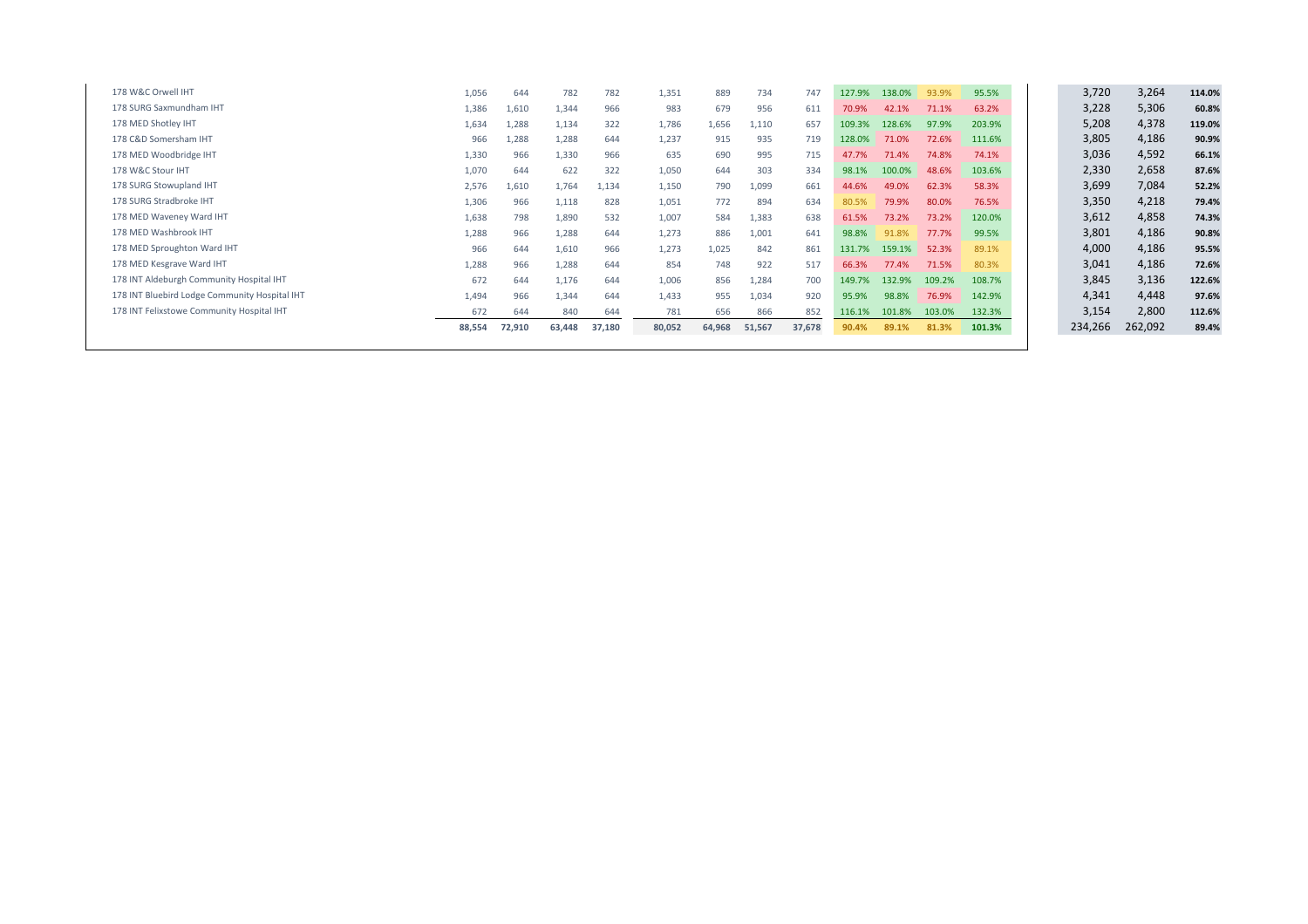| | | | | | | | | | | | | | | | |
|---|---|---|---|---|---|---|---|---|---|---|---|---|---|---|---|
| 178 W&C Orwell IHT | 1,056 | 644 | 782 | 782 | 1,351 | 889 | 734 | 747 | 127.9% | 138.0% | 93.9% | 95.5% | 3,720 | 3,264 | 114.0% |
| 178 SURG Saxmundham IHT | 1,386 | 1,610 | 1,344 | 966 | 983 | 679 | 956 | 611 | 70.9% | 42.1% | 71.1% | 63.2% | 3,228 | 5,306 | 60.8% |
| 178 MED Shotley IHT | 1,634 | 1,288 | 1,134 | 322 | 1,786 | 1,656 | 1,110 | 657 | 109.3% | 128.6% | 97.9% | 203.9% | 5,208 | 4,378 | 119.0% |
| 178 C&D Somersham IHT | 966 | 1,288 | 1,288 | 644 | 1,237 | 915 | 935 | 719 | 128.0% | 71.0% | 72.6% | 111.6% | 3,805 | 4,186 | 90.9% |
| 178 MED Woodbridge IHT | 1,330 | 966 | 1,330 | 966 | 635 | 690 | 995 | 715 | 47.7% | 71.4% | 74.8% | 74.1% | 3,036 | 4,592 | 66.1% |
| 178 W&C Stour IHT | 1,070 | 644 | 622 | 322 | 1,050 | 644 | 303 | 334 | 98.1% | 100.0% | 48.6% | 103.6% | 2,330 | 2,658 | 87.6% |
| 178 SURG Stowupland IHT | 2,576 | 1,610 | 1,764 | 1,134 | 1,150 | 790 | 1,099 | 661 | 44.6% | 49.0% | 62.3% | 58.3% | 3,699 | 7,084 | 52.2% |
| 178 SURG Stradbroke IHT | 1,306 | 966 | 1,118 | 828 | 1,051 | 772 | 894 | 634 | 80.5% | 79.9% | 80.0% | 76.5% | 3,350 | 4,218 | 79.4% |
| 178 MED Waveney Ward IHT | 1,638 | 798 | 1,890 | 532 | 1,007 | 584 | 1,383 | 638 | 61.5% | 73.2% | 73.2% | 120.0% | 3,612 | 4,858 | 74.3% |
| 178 MED Washbrook IHT | 1,288 | 966 | 1,288 | 644 | 1,273 | 886 | 1,001 | 641 | 98.8% | 91.8% | 77.7% | 99.5% | 3,801 | 4,186 | 90.8% |
| 178 MED Sproughton Ward IHT | 966 | 644 | 1,610 | 966 | 1,273 | 1,025 | 842 | 861 | 131.7% | 159.1% | 52.3% | 89.1% | 4,000 | 4,186 | 95.5% |
| 178 MED Kesgrave Ward IHT | 1,288 | 966 | 1,288 | 644 | 854 | 748 | 922 | 517 | 66.3% | 77.4% | 71.5% | 80.3% | 3,041 | 4,186 | 72.6% |
| 178 INT Aldeburgh Community Hospital IHT | 672 | 644 | 1,176 | 644 | 1,006 | 856 | 1,284 | 700 | 149.7% | 132.9% | 109.2% | 108.7% | 3,845 | 3,136 | 122.6% |
| 178 INT Bluebird Lodge Community Hospital IHT | 1,494 | 966 | 1,344 | 644 | 1,433 | 955 | 1,034 | 920 | 95.9% | 98.8% | 76.9% | 142.9% | 4,341 | 4,448 | 97.6% |
| 178 INT Felixstowe Community Hospital IHT | 672 | 644 | 840 | 644 | 781 | 656 | 866 | 852 | 116.1% | 101.8% | 103.0% | 132.3% | 3,154 | 2,800 | 112.6% |
| | **88,554** | **72,910** | **63,448** | **37,180** | **80,052** | **64,968** | **51,567** | **37,678** | **90.4%** | **89.1%** | **81.3%** | **101.3%** | 234,266 | 262,092 | **89.4%** |